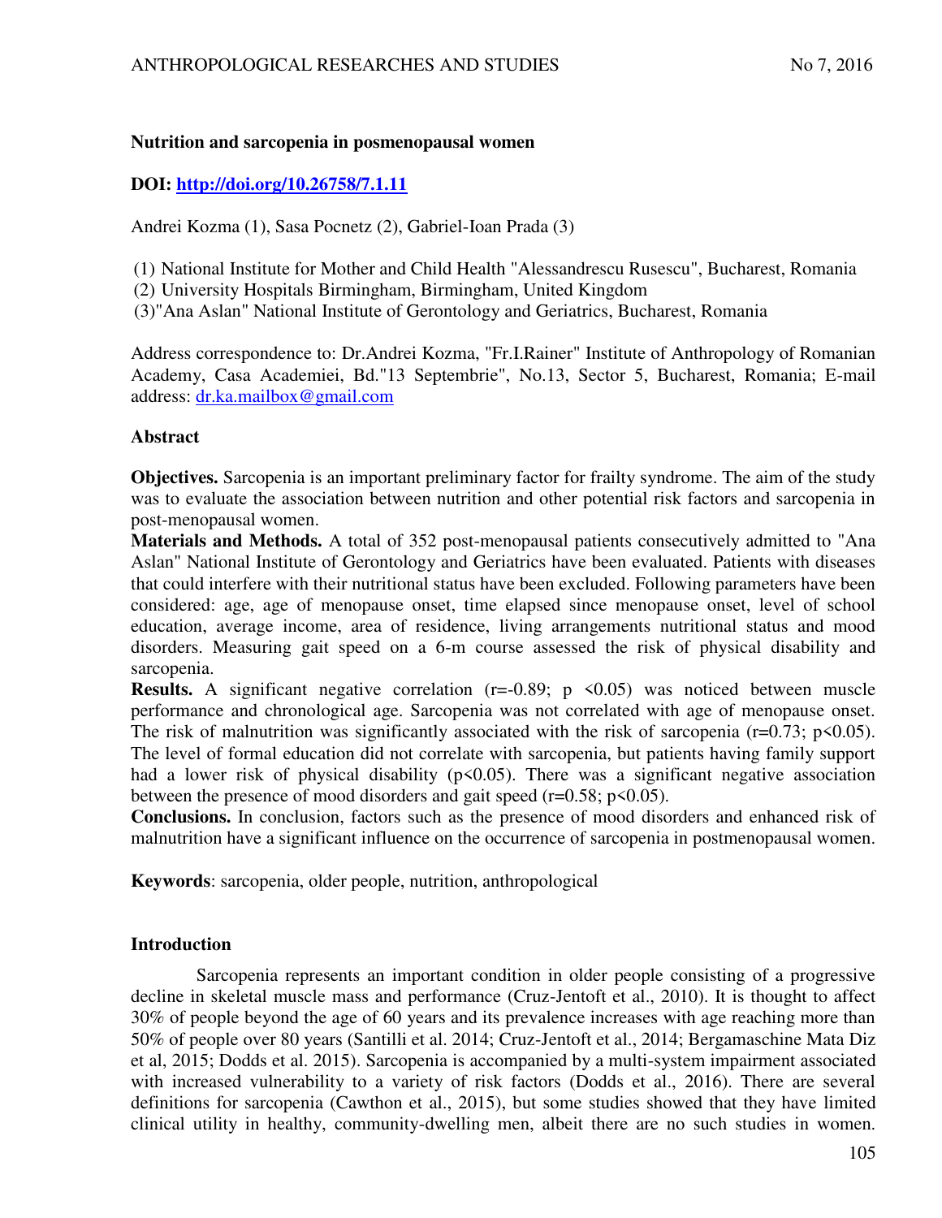# Nutrition and sarcopenia in posmenopausal women

**DOI: [http://doi.org/10.26758/7.1.11](http://doi.org/10.26758/7.1.11)**

Andrei Kozma (1), Sasa Pocnetz (2), Gabriel-Ioan Prada (3)

(1) National Institute for Mother and Child Health "Alessandrescu Rusescu", Bucharest, Romania
(2) University Hospitals Birmingham, Birmingham, United Kingdom
(3)"Ana Aslan" National Institute of Gerontology and Geriatrics, Bucharest, Romania

Address correspondence to: Dr.Andrei Kozma, "Fr.I.Rainer" Institute of Anthropology of Romanian Academy, Casa Academiei, Bd."13 Septembrie", No.13, Sector 5, Bucharest, Romania; E-mail address: [dr.ka.mailbox@gmail.com](mailto:dr.ka.mailbox@gmail.com)

## Abstract

**Objectives.** Sarcopenia is an important preliminary factor for frailty syndrome. The aim of the study was to evaluate the association between nutrition and other potential risk factors and sarcopenia in post-menopausal women.

**Materials and Methods.** A total of 352 post-menopausal patients consecutively admitted to "Ana Aslan" National Institute of Gerontology and Geriatrics have been evaluated. Patients with diseases that could interfere with their nutritional status have been excluded. Following parameters have been considered: age, age of menopause onset, time elapsed since menopause onset, level of school education, average income, area of residence, living arrangements nutritional status and mood disorders. Measuring gait speed on a 6-m course assessed the risk of physical disability and sarcopenia.

**Results.** A significant negative correlation ($r=-0.89$; $p < 0.05$) was noticed between muscle performance and chronological age. Sarcopenia was not correlated with age of menopause onset. The risk of malnutrition was significantly associated with the risk of sarcopenia ($r=0.73$; $p<0.05$). The level of formal education did not correlate with sarcopenia, but patients having family support had a lower risk of physical disability ($p<0.05$). There was a significant negative association between the presence of mood disorders and gait speed ($r=0.58$; $p<0.05$).

**Conclusions.** In conclusion, factors such as the presence of mood disorders and enhanced risk of malnutrition have a significant influence on the occurrence of sarcopenia in postmenopausal women.

**Keywords**: sarcopenia, older people, nutrition, anthropological

## Introduction

Sarcopenia represents an important condition in older people consisting of a progressive decline in skeletal muscle mass and performance (Cruz-Jentoft et al., 2010). It is thought to affect 30% of people beyond the age of 60 years and its prevalence increases with age reaching more than 50% of people over 80 years (Santilli et al. 2014; Cruz-Jentoft et al., 2014; Bergamaschine Mata Diz et al, 2015; Dodds et al. 2015). Sarcopenia is accompanied by a multi-system impairment associated with increased vulnerability to a variety of risk factors (Dodds et al., 2016). There are several definitions for sarcopenia (Cawthon et al., 2015), but some studies showed that they have limited clinical utility in healthy, community-dwelling men, albeit there are no such studies in women.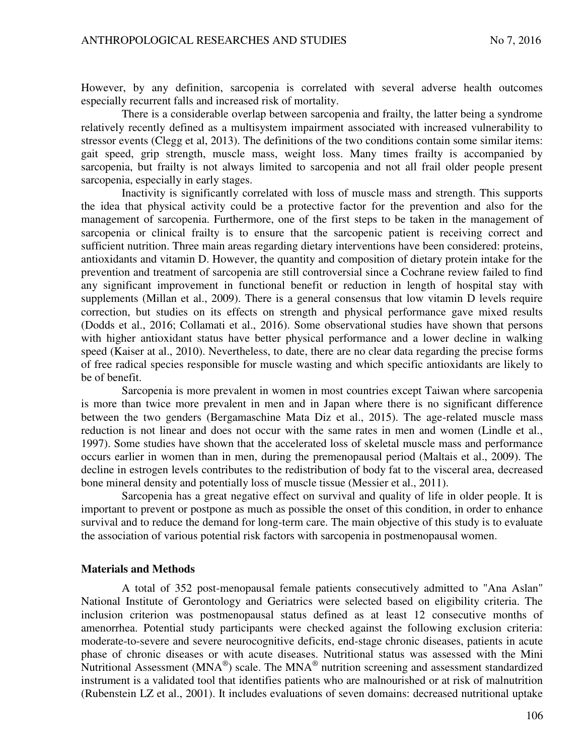However, by any definition, sarcopenia is correlated with several adverse health outcomes especially recurrent falls and increased risk of mortality.

There is a considerable overlap between sarcopenia and frailty, the latter being a syndrome relatively recently defined as a multisystem impairment associated with increased vulnerability to stressor events (Clegg et al, 2013). The definitions of the two conditions contain some similar items: gait speed, grip strength, muscle mass, weight loss. Many times frailty is accompanied by sarcopenia, but frailty is not always limited to sarcopenia and not all frail older people present sarcopenia, especially in early stages.

Inactivity is significantly correlated with loss of muscle mass and strength. This supports the idea that physical activity could be a protective factor for the prevention and also for the management of sarcopenia. Furthermore, one of the first steps to be taken in the management of sarcopenia or clinical frailty is to ensure that the sarcopenic patient is receiving correct and sufficient nutrition. Three main areas regarding dietary interventions have been considered: proteins, antioxidants and vitamin D. However, the quantity and composition of dietary protein intake for the prevention and treatment of sarcopenia are still controversial since a Cochrane review failed to find any significant improvement in functional benefit or reduction in length of hospital stay with supplements (Millan et al., 2009). There is a general consensus that low vitamin D levels require correction, but studies on its effects on strength and physical performance gave mixed results (Dodds et al., 2016; Collamati et al., 2016). Some observational studies have shown that persons with higher antioxidant status have better physical performance and a lower decline in walking speed (Kaiser at al., 2010). Nevertheless, to date, there are no clear data regarding the precise forms of free radical species responsible for muscle wasting and which specific antioxidants are likely to be of benefit.

Sarcopenia is more prevalent in women in most countries except Taiwan where sarcopenia is more than twice more prevalent in men and in Japan where there is no significant difference between the two genders (Bergamaschine Mata Diz et al., 2015). The age-related muscle mass reduction is not linear and does not occur with the same rates in men and women (Lindle et al., 1997). Some studies have shown that the accelerated loss of skeletal muscle mass and performance occurs earlier in women than in men, during the premenopausal period (Maltais et al., 2009). The decline in estrogen levels contributes to the redistribution of body fat to the visceral area, decreased bone mineral density and potentially loss of muscle tissue (Messier et al., 2011).

Sarcopenia has a great negative effect on survival and quality of life in older people. It is important to prevent or postpone as much as possible the onset of this condition, in order to enhance survival and to reduce the demand for long-term care. The main objective of this study is to evaluate the association of various potential risk factors with sarcopenia in postmenopausal women.

## Materials and Methods

A total of 352 post-menopausal female patients consecutively admitted to "Ana Aslan" National Institute of Gerontology and Geriatrics were selected based on eligibility criteria. The inclusion criterion was postmenopausal status defined as at least 12 consecutive months of amenorrhea. Potential study participants were checked against the following exclusion criteria: moderate-to-severe and severe neurocognitive deficits, end-stage chronic diseases, patients in acute phase of chronic diseases or with acute diseases. Nutritional status was assessed with the Mini Nutritional Assessment (MNA®) scale. The MNA® nutrition screening and assessment standardized instrument is a validated tool that identifies patients who are malnourished or at risk of malnutrition (Rubenstein LZ et al., 2001). It includes evaluations of seven domains: decreased nutritional uptake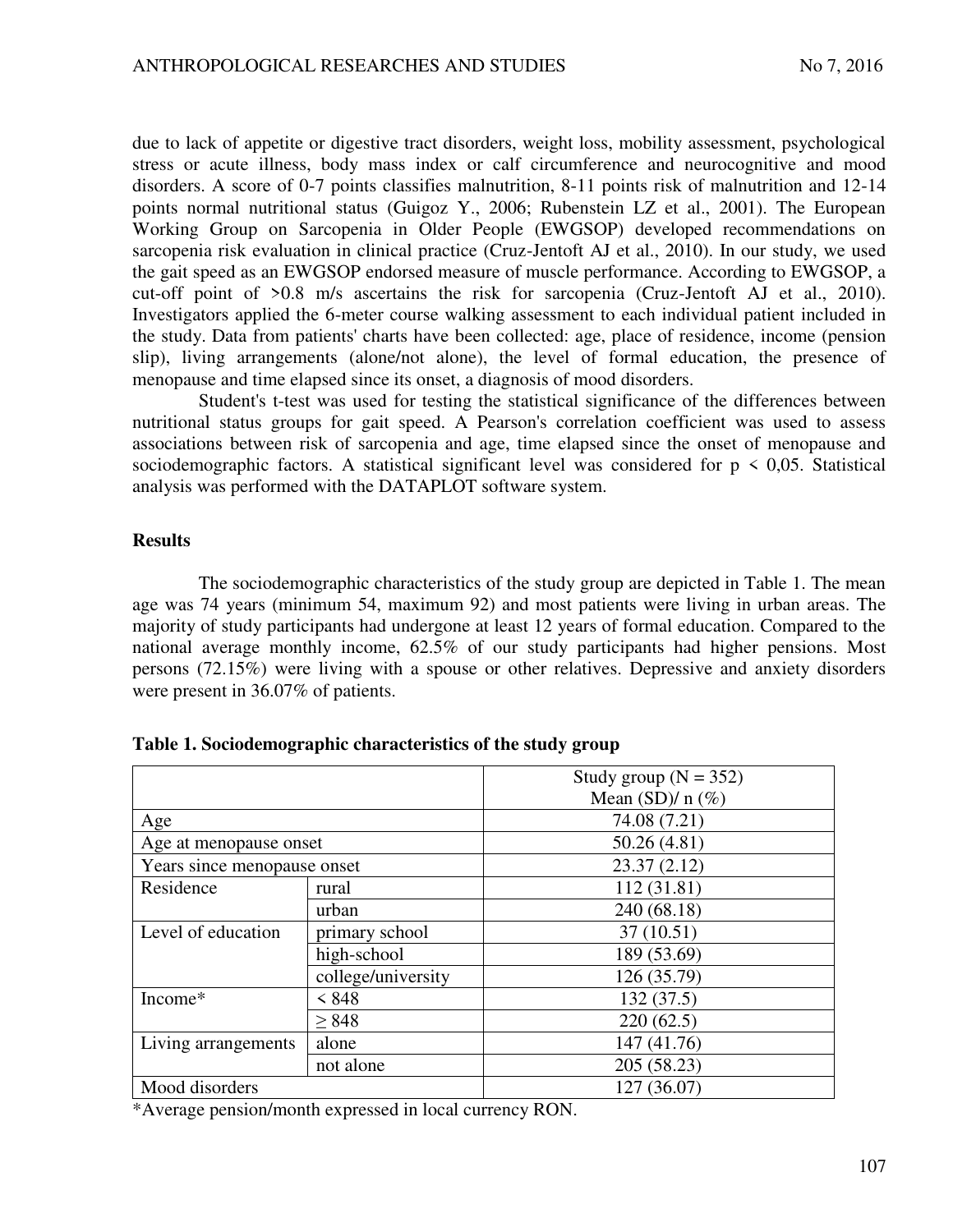due to lack of appetite or digestive tract disorders, weight loss, mobility assessment, psychological stress or acute illness, body mass index or calf circumference and neurocognitive and mood disorders. A score of 0-7 points classifies malnutrition, 8-11 points risk of malnutrition and 12-14 points normal nutritional status (Guigoz Y., 2006; Rubenstein LZ et al., 2001). The European Working Group on Sarcopenia in Older People (EWGSOP) developed recommendations on sarcopenia risk evaluation in clinical practice (Cruz-Jentoft AJ et al., 2010). In our study, we used the gait speed as an EWGSOP endorsed measure of muscle performance. According to EWGSOP, a cut-off point of >0.8 m/s ascertains the risk for sarcopenia (Cruz-Jentoft AJ et al., 2010). Investigators applied the 6-meter course walking assessment to each individual patient included in the study. Data from patients' charts have been collected: age, place of residence, income (pension slip), living arrangements (alone/not alone), the level of formal education, the presence of menopause and time elapsed since its onset, a diagnosis of mood disorders.

Student's t-test was used for testing the statistical significance of the differences between nutritional status groups for gait speed. A Pearson's correlation coefficient was used to assess associations between risk of sarcopenia and age, time elapsed since the onset of menopause and sociodemographic factors. A statistical significant level was considered for $p < 0,05$. Statistical analysis was performed with the DATAPLOT software system.

## Results

The sociodemographic characteristics of the study group are depicted in Table 1. The mean age was 74 years (minimum 54, maximum 92) and most patients were living in urban areas. The majority of study participants had undergone at least 12 years of formal education. Compared to the national average monthly income, 62.5% of our study participants had higher pensions. Most persons (72.15%) were living with a spouse or other relatives. Depressive and anxiety disorders were present in 36.07% of patients.

**Table 1. Sociodemographic characteristics of the study group**

| | | Study group (N = 352) Mean (SD)/ n (%) |
|---|---|---|
| Age | | 74.08 (7.21) |
| Age at menopause onset | | 50.26 (4.81) |
| Years since menopause onset | | 23.37 (2.12) |
| Residence | rural | 112 (31.81) |
| | urban | 240 (68.18) |
| Level of education | primary school | 37 (10.51) |
| | high-school | 189 (53.69) |
| | college/university | 126 (35.79) |
| Income* | < 848 | 132 (37.5) |
| | ≥ 848 | 220 (62.5) |
| Living arrangements | alone | 147 (41.76) |
| | not alone | 205 (58.23) |
| Mood disorders | | 127 (36.07) |

*Average pension/month expressed in local currency RON.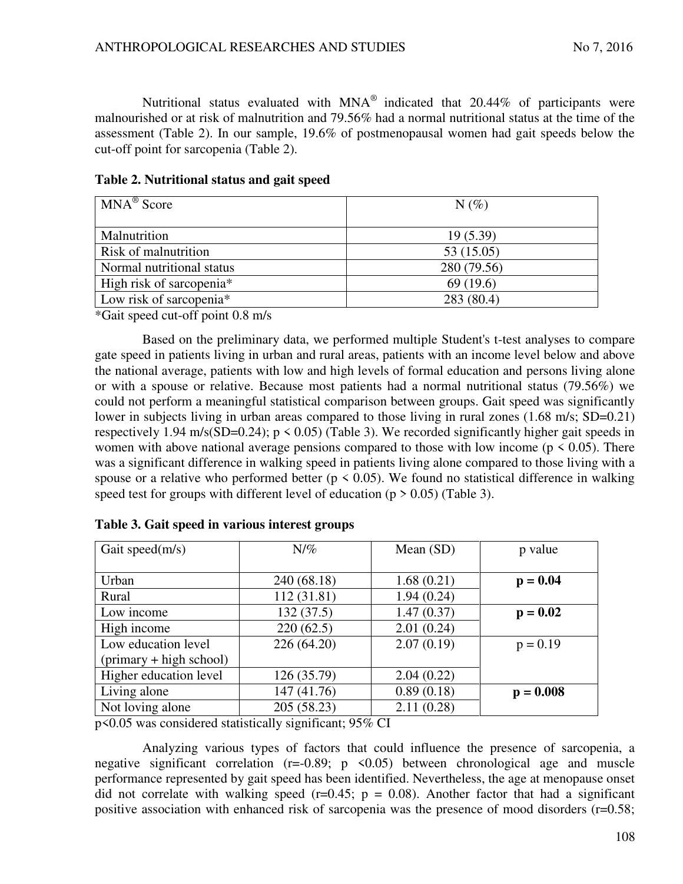Nutritional status evaluated with MNA® indicated that 20.44% of participants were malnourished or at risk of malnutrition and 79.56% had a normal nutritional status at the time of the assessment (Table 2). In our sample, 19.6% of postmenopausal women had gait speeds below the cut-off point for sarcopenia (Table 2).

**Table 2. Nutritional status and gait speed**

| MNA® Score | N (%) |
|---|---|
| Malnutrition | 19 (5.39) |
| Risk of malnutrition | 53 (15.05) |
| Normal nutritional status | 280 (79.56) |
| High risk of sarcopenia* | 69 (19.6) |
| Low risk of sarcopenia* | 283 (80.4) |

*Gait speed cut-off point 0.8 m/s

Based on the preliminary data, we performed multiple Student's t-test analyses to compare gate speed in patients living in urban and rural areas, patients with an income level below and above the national average, patients with low and high levels of formal education and persons living alone or with a spouse or relative. Because most patients had a normal nutritional status (79.56%) we could not perform a meaningful statistical comparison between groups. Gait speed was significantly lower in subjects living in urban areas compared to those living in rural zones (1.68 m/s; SD=0.21) respectively 1.94 m/s(SD=0.24); $p < 0.05$) (Table 3). We recorded significantly higher gait speeds in women with above national average pensions compared to those with low income ($p < 0.05$). There was a significant difference in walking speed in patients living alone compared to those living with a spouse or a relative who performed better ($p < 0.05$). We found no statistical difference in walking speed test for groups with different level of education ($p > 0.05$) (Table 3).

**Table 3. Gait speed in various interest groups**

| Gait speed(m/s) | N/% | Mean (SD) | p value |
|---|---|---|---|
| Urban | 240 (68.18) | 1.68 (0.21) | **p = 0.04** |
| Rural | 112 (31.81) | 1.94 (0.24) | |
| Low income | 132 (37.5) | 1.47 (0.37) | **p = 0.02** |
| High income | 220 (62.5) | 2.01 (0.24) | |
| Low education level (primary + high school) | 226 (64.20) | 2.07 (0.19) | p = 0.19 |
| Higher education level | 126 (35.79) | 2.04 (0.22) | |
| Living alone | 147 (41.76) | 0.89 (0.18) | **p = 0.008** |
| Not loving alone | 205 (58.23) | 2.11 (0.28) | |

p<0.05 was considered statistically significant; 95% CI

Analyzing various types of factors that could influence the presence of sarcopenia, a negative significant correlation ($r=-0.89$; $p <0.05$) between chronological age and muscle performance represented by gait speed has been identified. Nevertheless, the age at menopause onset did not correlate with walking speed ($r=0.45$; $p = 0.08$). Another factor that had a significant positive association with enhanced risk of sarcopenia was the presence of mood disorders ($r=0.58$;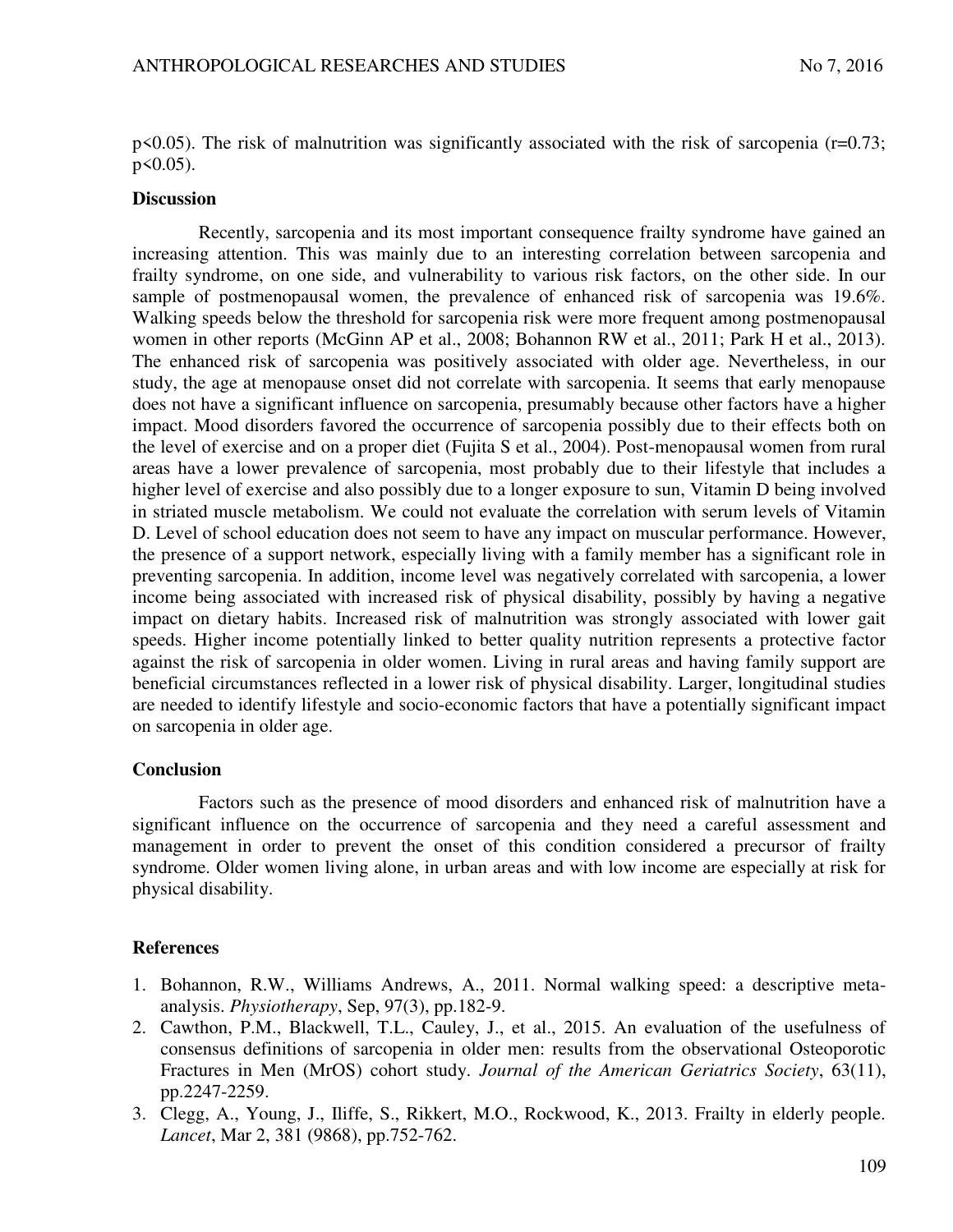$p<0.05$). The risk of malnutrition was significantly associated with the risk of sarcopenia ($r=0.73$; $p<0.05$).

## Discussion

Recently, sarcopenia and its most important consequence frailty syndrome have gained an increasing attention. This was mainly due to an interesting correlation between sarcopenia and frailty syndrome, on one side, and vulnerability to various risk factors, on the other side. In our sample of postmenopausal women, the prevalence of enhanced risk of sarcopenia was 19.6%. Walking speeds below the threshold for sarcopenia risk were more frequent among postmenopausal women in other reports (McGinn AP et al., 2008; Bohannon RW et al., 2011; Park H et al., 2013). The enhanced risk of sarcopenia was positively associated with older age. Nevertheless, in our study, the age at menopause onset did not correlate with sarcopenia. It seems that early menopause does not have a significant influence on sarcopenia, presumably because other factors have a higher impact. Mood disorders favored the occurrence of sarcopenia possibly due to their effects both on the level of exercise and on a proper diet (Fujita S et al., 2004). Post-menopausal women from rural areas have a lower prevalence of sarcopenia, most probably due to their lifestyle that includes a higher level of exercise and also possibly due to a longer exposure to sun, Vitamin D being involved in striated muscle metabolism. We could not evaluate the correlation with serum levels of Vitamin D. Level of school education does not seem to have any impact on muscular performance. However, the presence of a support network, especially living with a family member has a significant role in preventing sarcopenia. In addition, income level was negatively correlated with sarcopenia, a lower income being associated with increased risk of physical disability, possibly by having a negative impact on dietary habits. Increased risk of malnutrition was strongly associated with lower gait speeds. Higher income potentially linked to better quality nutrition represents a protective factor against the risk of sarcopenia in older women. Living in rural areas and having family support are beneficial circumstances reflected in a lower risk of physical disability. Larger, longitudinal studies are needed to identify lifestyle and socio-economic factors that have a potentially significant impact on sarcopenia in older age.

## Conclusion

Factors such as the presence of mood disorders and enhanced risk of malnutrition have a significant influence on the occurrence of sarcopenia and they need a careful assessment and management in order to prevent the onset of this condition considered a precursor of frailty syndrome. Older women living alone, in urban areas and with low income are especially at risk for physical disability.

## References

1. Bohannon, R.W., Williams Andrews, A., 2011. Normal walking speed: a descriptive meta-analysis. *Physiotherapy*, Sep, 97(3), pp.182-9.
2. Cawthon, P.M., Blackwell, T.L., Cauley, J., et al., 2015. An evaluation of the usefulness of consensus definitions of sarcopenia in older men: results from the observational Osteoporotic Fractures in Men (MrOS) cohort study. *Journal of the American Geriatrics Society*, 63(11), pp.2247-2259.
3. Clegg, A., Young, J., Iliffe, S., Rikkert, M.O., Rockwood, K., 2013. Frailty in elderly people. *Lancet*, Mar 2, 381 (9868), pp.752-762.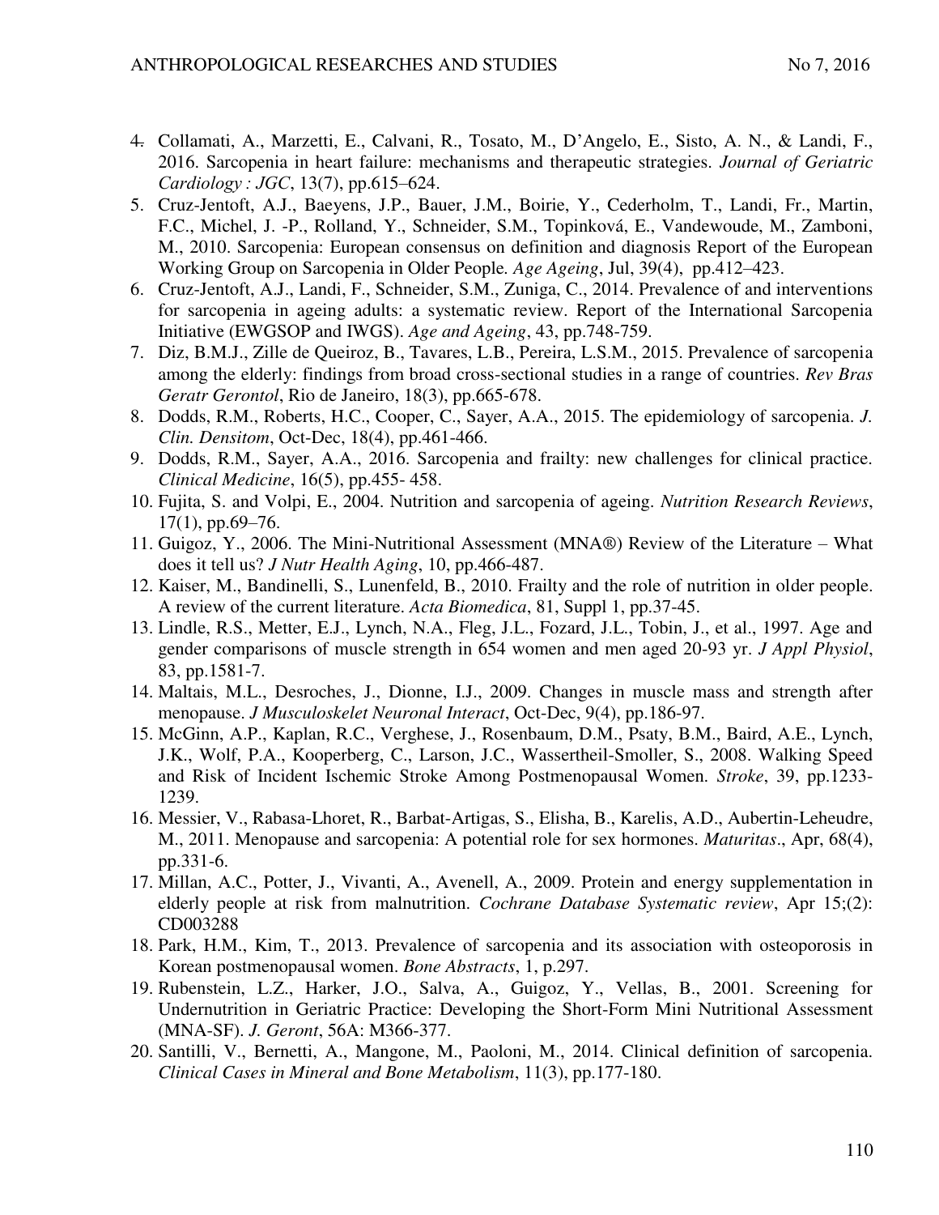4. Collamati, A., Marzetti, E., Calvani, R., Tosato, M., D'Angelo, E., Sisto, A. N., & Landi, F., 2016. Sarcopenia in heart failure: mechanisms and therapeutic strategies. *Journal of Geriatric Cardiology : JGC*, 13(7), pp.615–624.
5. Cruz-Jentoft, A.J., Baeyens, J.P., Bauer, J.M., Boirie, Y., Cederholm, T., Landi, Fr., Martin, F.C., Michel, J. -P., Rolland, Y., Schneider, S.M., Topinková, E., Vandewoude, M., Zamboni, M., 2010. Sarcopenia: European consensus on definition and diagnosis Report of the European Working Group on Sarcopenia in Older People. *Age Ageing*, Jul, 39(4), pp.412–423.
6. Cruz-Jentoft, A.J., Landi, F., Schneider, S.M., Zuniga, C., 2014. Prevalence of and interventions for sarcopenia in ageing adults: a systematic review. Report of the International Sarcopenia Initiative (EWGSOP and IWGS). *Age and Ageing*, 43, pp.748-759.
7. Diz, B.M.J., Zille de Queiroz, B., Tavares, L.B., Pereira, L.S.M., 2015. Prevalence of sarcopenia among the elderly: findings from broad cross-sectional studies in a range of countries. *Rev Bras Geratr Gerontol*, Rio de Janeiro, 18(3), pp.665-678.
8. Dodds, R.M., Roberts, H.C., Cooper, C., Sayer, A.A., 2015. The epidemiology of sarcopenia. *J. Clin. Densitom*, Oct-Dec, 18(4), pp.461-466.
9. Dodds, R.M., Sayer, A.A., 2016. Sarcopenia and frailty: new challenges for clinical practice. *Clinical Medicine*, 16(5), pp.455- 458.
10. Fujita, S. and Volpi, E., 2004. Nutrition and sarcopenia of ageing. *Nutrition Research Reviews*, 17(1), pp.69–76.
11. Guigoz, Y., 2006. The Mini-Nutritional Assessment (MNA®) Review of the Literature – What does it tell us? *J Nutr Health Aging*, 10, pp.466-487.
12. Kaiser, M., Bandinelli, S., Lunenfeld, B., 2010. Frailty and the role of nutrition in older people. A review of the current literature. *Acta Biomedica*, 81, Suppl 1, pp.37-45.
13. Lindle, R.S., Metter, E.J., Lynch, N.A., Fleg, J.L., Fozard, J.L., Tobin, J., et al., 1997. Age and gender comparisons of muscle strength in 654 women and men aged 20-93 yr. *J Appl Physiol*, 83, pp.1581-7.
14. Maltais, M.L., Desroches, J., Dionne, I.J., 2009. Changes in muscle mass and strength after menopause. *J Musculoskelet Neuronal Interact*, Oct-Dec, 9(4), pp.186-97.
15. McGinn, A.P., Kaplan, R.C., Verghese, J., Rosenbaum, D.M., Psaty, B.M., Baird, A.E., Lynch, J.K., Wolf, P.A., Kooperberg, C., Larson, J.C., Wassertheil-Smoller, S., 2008. Walking Speed and Risk of Incident Ischemic Stroke Among Postmenopausal Women. *Stroke*, 39, pp.1233-1239.
16. Messier, V., Rabasa-Lhoret, R., Barbat-Artigas, S., Elisha, B., Karelis, A.D., Aubertin-Leheudre, M., 2011. Menopause and sarcopenia: A potential role for sex hormones. *Maturitas*., Apr, 68(4), pp.331-6.
17. Millan, A.C., Potter, J., Vivanti, A., Avenell, A., 2009. Protein and energy supplementation in elderly people at risk from malnutrition. *Cochrane Database Systematic review*, Apr 15;(2): CD003288
18. Park, H.M., Kim, T., 2013. Prevalence of sarcopenia and its association with osteoporosis in Korean postmenopausal women. *Bone Abstracts*, 1, p.297.
19. Rubenstein, L.Z., Harker, J.O., Salva, A., Guigoz, Y., Vellas, B., 2001. Screening for Undernutrition in Geriatric Practice: Developing the Short-Form Mini Nutritional Assessment (MNA-SF). *J. Geront*, 56A: M366-377.
20. Santilli, V., Bernetti, A., Mangone, M., Paoloni, M., 2014. Clinical definition of sarcopenia. *Clinical Cases in Mineral and Bone Metabolism*, 11(3), pp.177-180.